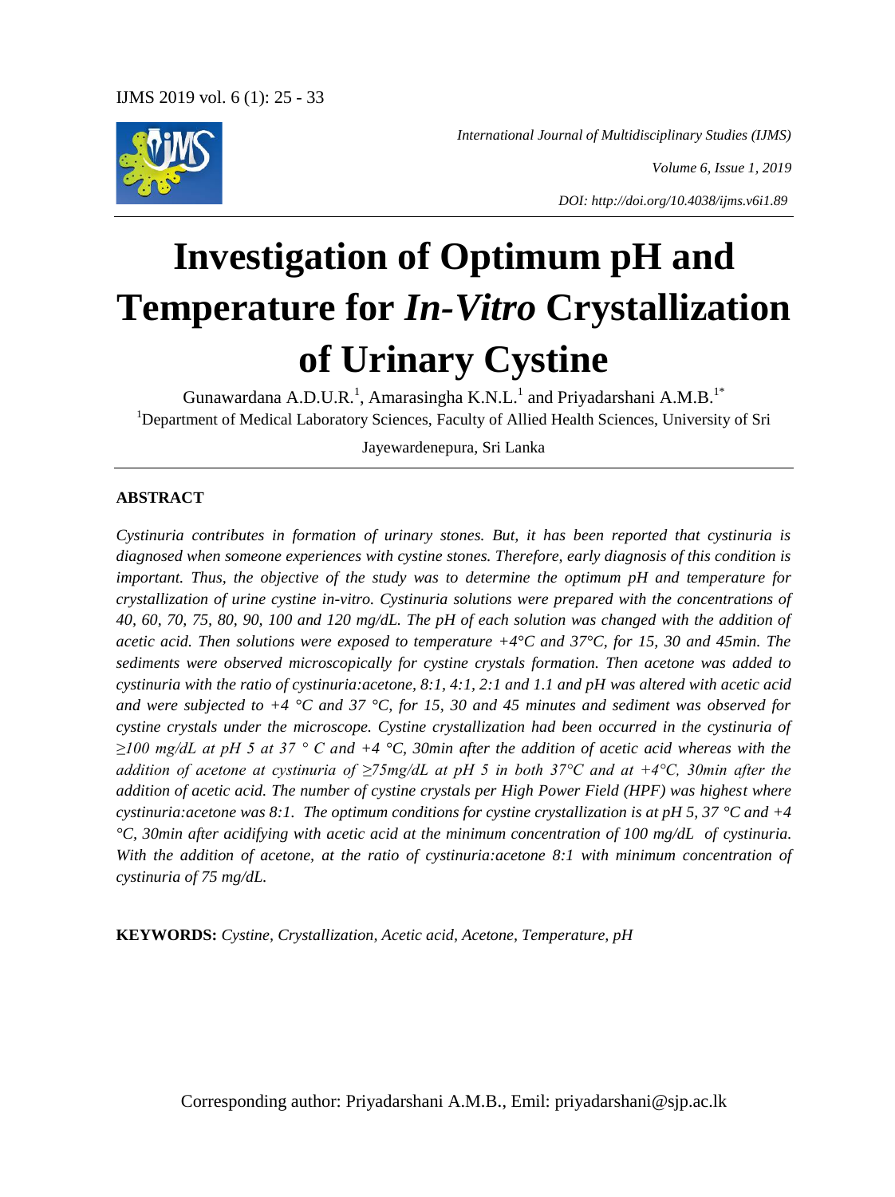*International Journal of Multidisciplinary Studies (IJMS)*

*Volume 6, Issue 1, 2019*

*DOI: http://doi.org/10.4038/ijms.v6i1.89*

# Investigation of Optimum pH and Temperature for *In-Vitro* Crystallization of Urinary Cystine

Gunawardana A.D.U.R.[1], Amarasingha K.N.L.[1] and Priyadarshani A.M.B.[1*]

[1]Department of Medical Laboratory Sciences, Faculty of Allied Health Sciences, University of Sri Jayewardenepura, Sri Lanka

## ABSTRACT

*Cystinuria contributes in formation of urinary stones. But, it has been reported that cystinuria is diagnosed when someone experiences with cystine stones. Therefore, early diagnosis of this condition is important. Thus, the objective of the study was to determine the optimum pH and temperature for crystallization of urine cystine in-vitro. Cystinuria solutions were prepared with the concentrations of 40, 60, 70, 75, 80, 90, 100 and 120 mg/dL. The pH of each solution was changed with the addition of acetic acid. Then solutions were exposed to temperature +4°C and 37°C, for 15, 30 and 45min. The sediments were observed microscopically for cystine crystals formation. Then acetone was added to cystinuria with the ratio of cystinuria:acetone, 8:1, 4:1, 2:1 and 1.1 and pH was altered with acetic acid and were subjected to +4 °C and 37 °C, for 15, 30 and 45 minutes and sediment was observed for cystine crystals under the microscope. Cystine crystallization had been occurred in the cystinuria of ≥100 mg/dL at pH 5 at 37 ° C and +4 °C, 30min after the addition of acetic acid whereas with the addition of acetone at cystinuria of ≥75mg/dL at pH 5 in both 37°C and at +4°C, 30min after the addition of acetic acid. The number of cystine crystals per High Power Field (HPF) was highest where cystinuria:acetone was 8:1. The optimum conditions for cystine crystallization is at pH 5, 37 °C and +4 °C, 30min after acidifying with acetic acid at the minimum concentration of 100 mg/dL of cystinuria. With the addition of acetone, at the ratio of cystinuria:acetone 8:1 with minimum concentration of cystinuria of 75 mg/dL.*

**KEYWORDS:** *Cystine, Crystallization, Acetic acid, Acetone, Temperature, pH*

Corresponding author: Priyadarshani A.M.B., Emil: priyadarshani@sjp.ac.lk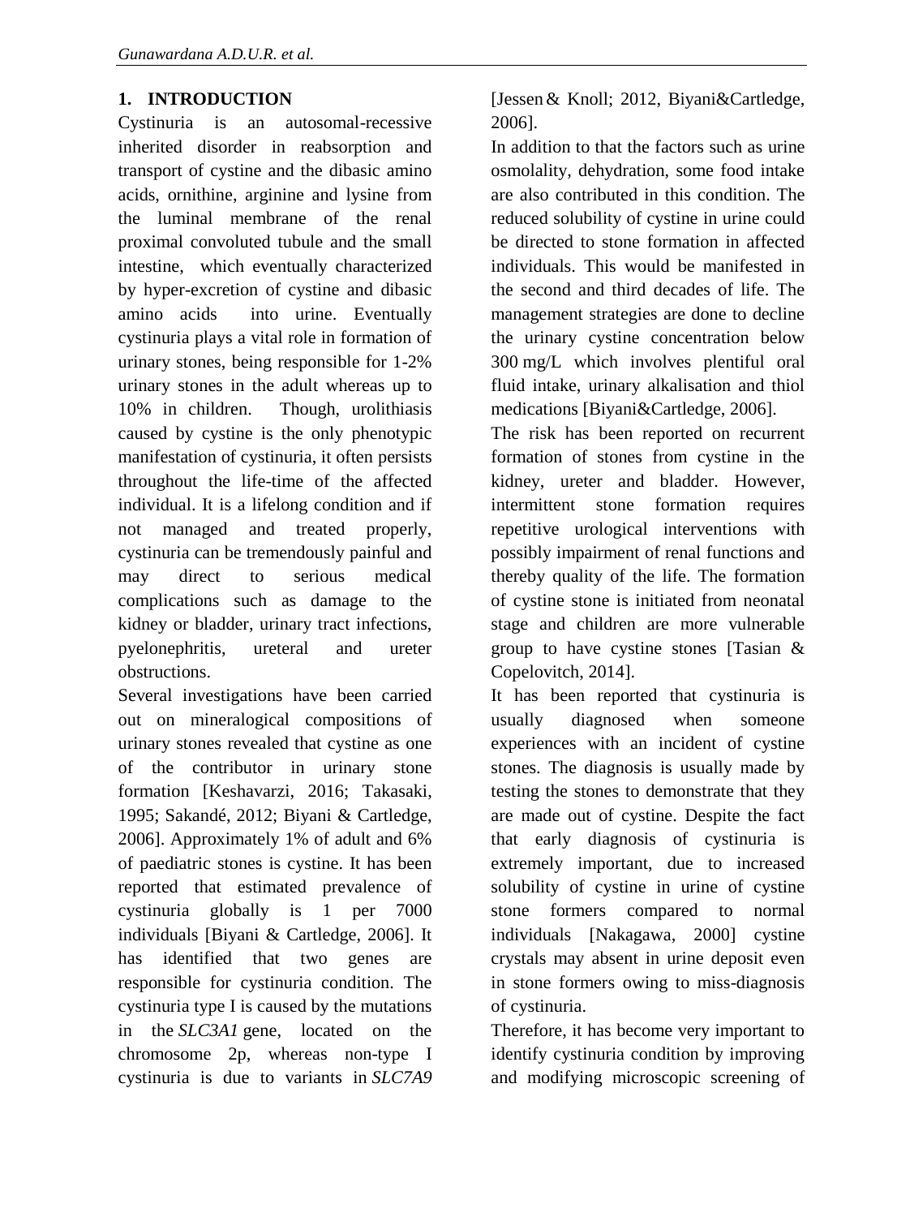## 1. INTRODUCTION

Cystinuria is an autosomal-recessive inherited disorder in reabsorption and transport of cystine and the dibasic amino acids, ornithine, arginine and lysine from the luminal membrane of the renal proximal convoluted tubule and the small intestine, which eventually characterized by hyper-excretion of cystine and dibasic amino acids into urine. Eventually cystinuria plays a vital role in formation of urinary stones, being responsible for 1-2% urinary stones in the adult whereas up to 10% in children. Though, urolithiasis caused by cystine is the only phenotypic manifestation of cystinuria, it often persists throughout the life-time of the affected individual. It is a lifelong condition and if not managed and treated properly, cystinuria can be tremendously painful and may direct to serious medical complications such as damage to the kidney or bladder, urinary tract infections, pyelonephritis, ureteral and ureter obstructions.

Several investigations have been carried out on mineralogical compositions of urinary stones revealed that cystine as one of the contributor in urinary stone formation [Keshavarzi, 2016; Takasaki, 1995; Sakandé, 2012; Biyani & Cartledge, 2006]. Approximately 1% of adult and 6% of paediatric stones is cystine. It has been reported that estimated prevalence of cystinuria globally is 1 per 7000 individuals [Biyani & Cartledge, 2006]. It has identified that two genes are responsible for cystinuria condition. The cystinuria type I is caused by the mutations in the *SLC3A1* gene, located on the chromosome 2p, whereas non-type I cystinuria is due to variants in *SLC7A9* [Jessen & Knoll; 2012, Biyani&Cartledge, 2006].

In addition to that the factors such as urine osmolality, dehydration, some food intake are also contributed in this condition. The reduced solubility of cystine in urine could be directed to stone formation in affected individuals. This would be manifested in the second and third decades of life. The management strategies are done to decline the urinary cystine concentration below 300 mg/L which involves plentiful oral fluid intake, urinary alkalisation and thiol medications [Biyani&Cartledge, 2006].

The risk has been reported on recurrent formation of stones from cystine in the kidney, ureter and bladder. However, intermittent stone formation requires repetitive urological interventions with possibly impairment of renal functions and thereby quality of the life. The formation of cystine stone is initiated from neonatal stage and children are more vulnerable group to have cystine stones [Tasian & Copelovitch, 2014].

It has been reported that cystinuria is usually diagnosed when someone experiences with an incident of cystine stones. The diagnosis is usually made by testing the stones to demonstrate that they are made out of cystine. Despite the fact that early diagnosis of cystinuria is extremely important, due to increased solubility of cystine in urine of cystine stone formers compared to normal individuals [Nakagawa, 2000] cystine crystals may absent in urine deposit even in stone formers owing to miss-diagnosis of cystinuria.

Therefore, it has become very important to identify cystinuria condition by improving and modifying microscopic screening of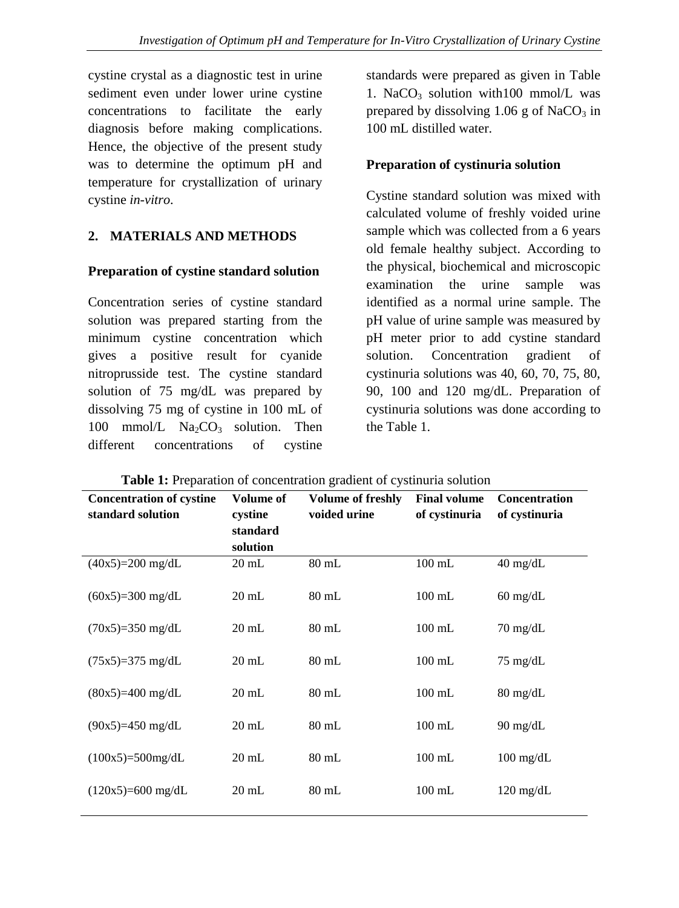cystine crystal as a diagnostic test in urine sediment even under lower urine cystine concentrations to facilitate the early diagnosis before making complications. Hence, the objective of the present study was to determine the optimum pH and temperature for crystallization of urinary cystine *in-vitro*.

## 2. MATERIALS AND METHODS

### Preparation of cystine standard solution

Concentration series of cystine standard solution was prepared starting from the minimum cystine concentration which gives a positive result for cyanide nitroprusside test. The cystine standard solution of 75 mg/dL was prepared by dissolving 75 mg of cystine in 100 mL of 100 mmol/L $Na_2CO_3$ solution. Then different concentrations of cystine standards were prepared as given in Table 1. $NaCO_3$ solution with100 mmol/L was prepared by dissolving 1.06 g of $NaCO_3$ in 100 mL distilled water.

### Preparation of cystinuria solution

Cystine standard solution was mixed with calculated volume of freshly voided urine sample which was collected from a 6 years old female healthy subject. According to the physical, biochemical and microscopic examination the urine sample was identified as a normal urine sample. The pH value of urine sample was measured by pH meter prior to add cystine standard solution. Concentration gradient of cystinuria solutions was 40, 60, 70, 75, 80, 90, 100 and 120 mg/dL. Preparation of cystinuria solutions was done according to the Table 1.

**Table 1:** Preparation of concentration gradient of cystinuria solution

| Concentration of cystine standard solution | Volume of cystine standard solution | Volume of freshly voided urine | Final volume of cystinuria | Concentration of cystinuria |
|---|---|---|---|---|
| (40x5)=200 mg/dL | 20 mL | 80 mL | 100 mL | 40 mg/dL |
| (60x5)=300 mg/dL | 20 mL | 80 mL | 100 mL | 60 mg/dL |
| (70x5)=350 mg/dL | 20 mL | 80 mL | 100 mL | 70 mg/dL |
| (75x5)=375 mg/dL | 20 mL | 80 mL | 100 mL | 75 mg/dL |
| (80x5)=400 mg/dL | 20 mL | 80 mL | 100 mL | 80 mg/dL |
| (90x5)=450 mg/dL | 20 mL | 80 mL | 100 mL | 90 mg/dL |
| (100x5)=500mg/dL | 20 mL | 80 mL | 100 mL | 100 mg/dL |
| (120x5)=600 mg/dL | 20 mL | 80 mL | 100 mL | 120 mg/dL |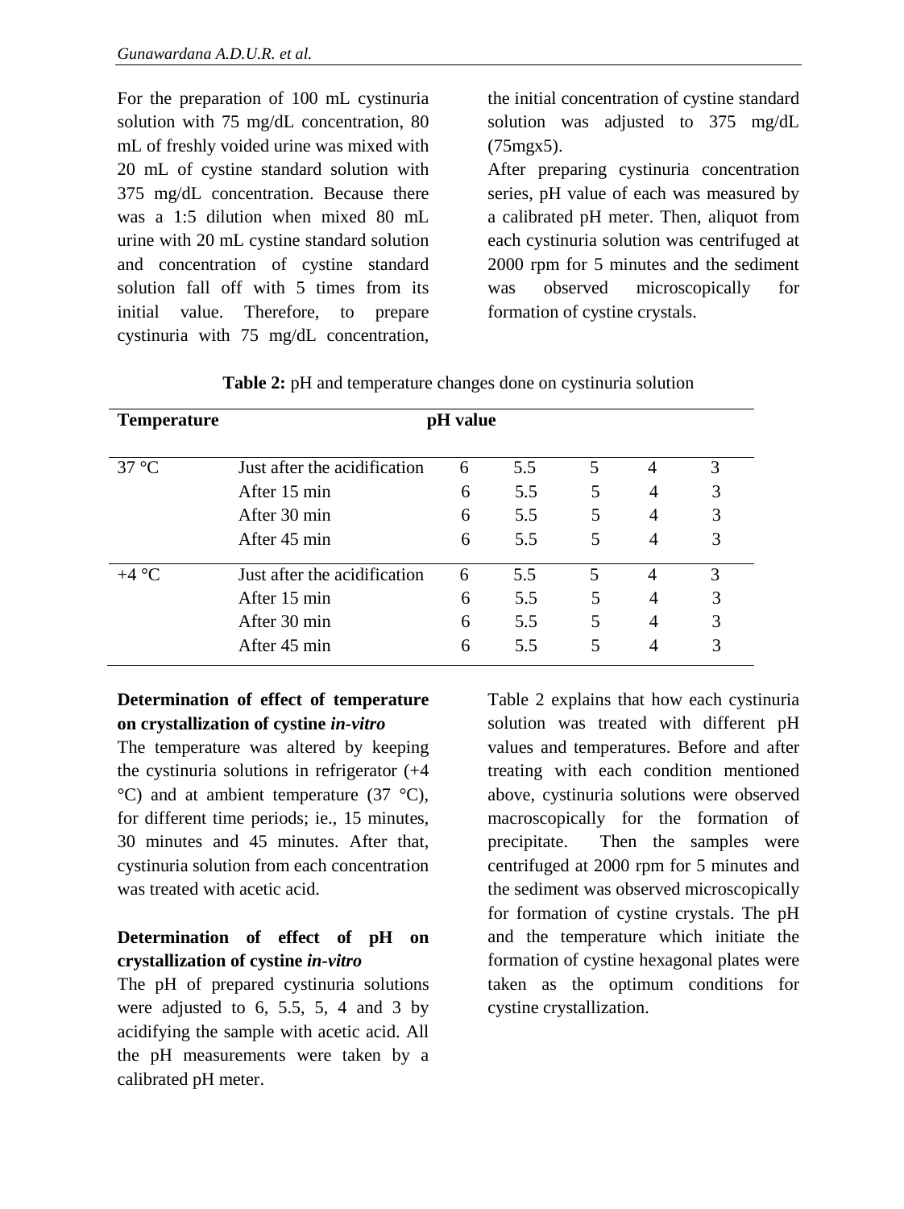For the preparation of 100 mL cystinuria solution with 75 mg/dL concentration, 80 mL of freshly voided urine was mixed with 20 mL of cystine standard solution with 375 mg/dL concentration. Because there was a 1:5 dilution when mixed 80 mL urine with 20 mL cystine standard solution and concentration of cystine standard solution fall off with 5 times from its initial value. Therefore, to prepare cystinuria with 75 mg/dL concentration, the initial concentration of cystine standard solution was adjusted to 375 mg/dL (75mgx5).

After preparing cystinuria concentration series, pH value of each was measured by a calibrated pH meter. Then, aliquot from each cystinuria solution was centrifuged at 2000 rpm for 5 minutes and the sediment was observed microscopically for formation of cystine crystals.

**Table 2:** pH and temperature changes done on cystinuria solution

| Temperature | pH value | | | | | |
|---|---|---|---|---|---|---|
| 37 °C | Just after the acidification | 6 | 5.5 | 5 | 4 | 3 |
| | After 15 min | 6 | 5.5 | 5 | 4 | 3 |
| | After 30 min | 6 | 5.5 | 5 | 4 | 3 |
| | After 45 min | 6 | 5.5 | 5 | 4 | 3 |
| +4 °C | Just after the acidification | 6 | 5.5 | 5 | 4 | 3 |
| | After 15 min | 6 | 5.5 | 5 | 4 | 3 |
| | After 30 min | 6 | 5.5 | 5 | 4 | 3 |
| | After 45 min | 6 | 5.5 | 5 | 4 | 3 |

### Determination of effect of temperature on crystallization of cystine *in-vitro*

The temperature was altered by keeping the cystinuria solutions in refrigerator (+4 °C) and at ambient temperature (37 °C), for different time periods; ie., 15 minutes, 30 minutes and 45 minutes. After that, cystinuria solution from each concentration was treated with acetic acid.

### Determination of effect of pH on crystallization of cystine *in-vitro*

The pH of prepared cystinuria solutions were adjusted to 6, 5.5, 5, 4 and 3 by acidifying the sample with acetic acid. All the pH measurements were taken by a calibrated pH meter.

Table 2 explains that how each cystinuria solution was treated with different pH values and temperatures. Before and after treating with each condition mentioned above, cystinuria solutions were observed macroscopically for the formation of precipitate. Then the samples were centrifuged at 2000 rpm for 5 minutes and the sediment was observed microscopically for formation of cystine crystals. The pH and the temperature which initiate the formation of cystine hexagonal plates were taken as the optimum conditions for cystine crystallization.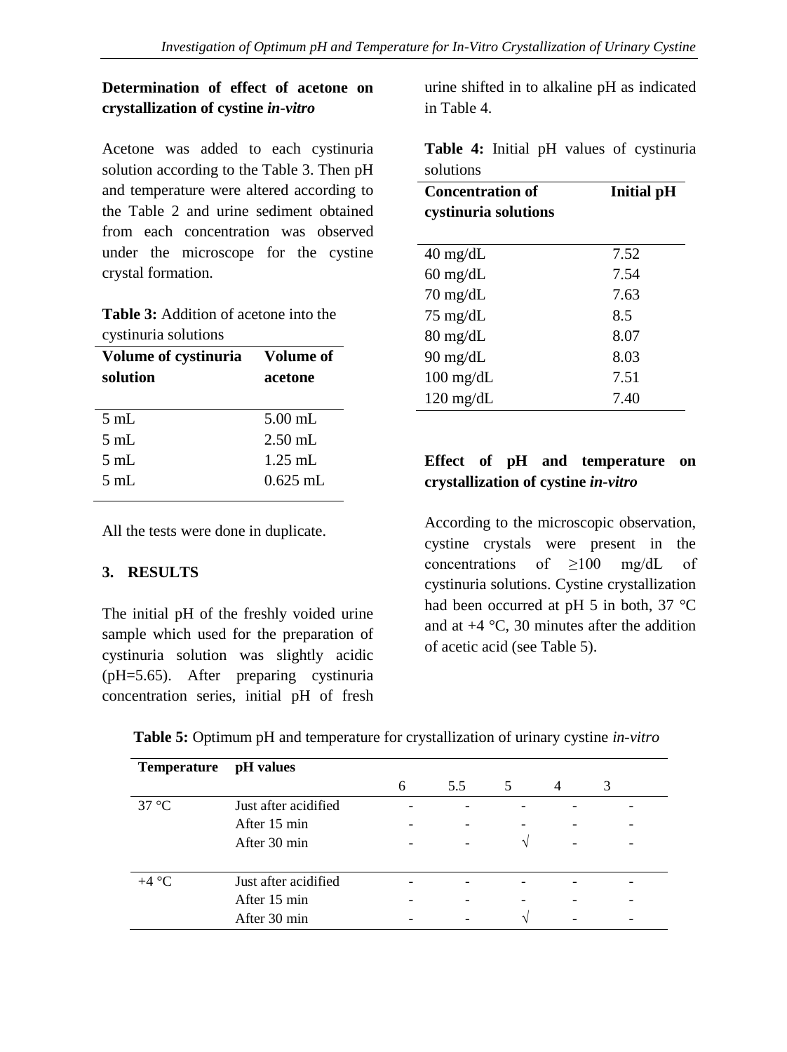**Determination of effect of acetone on crystallization of cystine *in-vitro***

Acetone was added to each cystinuria solution according to the Table 3. Then pH and temperature were altered according to the Table 2 and urine sediment obtained from each concentration was observed under the microscope for the cystine crystal formation.

**Table 3:** Addition of acetone into the cystinuria solutions

| Volume of cystinuria solution | Volume of acetone |
|---|---|
| 5 mL | 5.00 mL |
| 5 mL | 2.50 mL |
| 5 mL | 1.25 mL |
| 5 mL | 0.625 mL |

All the tests were done in duplicate.

## 3. RESULTS

The initial pH of the freshly voided urine sample which used for the preparation of cystinuria solution was slightly acidic (pH=5.65). After preparing cystinuria concentration series, initial pH of fresh urine shifted in to alkaline pH as indicated in Table 4.

**Table 4:** Initial pH values of cystinuria solutions

| Concentration of cystinuria solutions | Initial pH |
|---|---|
| 40 mg/dL | 7.52 |
| 60 mg/dL | 7.54 |
| 70 mg/dL | 7.63 |
| 75 mg/dL | 8.5 |
| 80 mg/dL | 8.07 |
| 90 mg/dL | 8.03 |
| 100 mg/dL | 7.51 |
| 120 mg/dL | 7.40 |

**Effect of pH and temperature on crystallization of cystine *in-vitro***

According to the microscopic observation, cystine crystals were present in the concentrations of ≥100 mg/dL of cystinuria solutions. Cystine crystallization had been occurred at pH 5 in both, 37 °C and at +4 °C, 30 minutes after the addition of acetic acid (see Table 5).

**Table 5:** Optimum pH and temperature for crystallization of urinary cystine *in-vitro*

| Temperature | pH values | 6 | 5.5 | 5 | 4 | 3 |
|---|---|---|---|---|---|---|
| 37 °C | Just after acidified | - | - | - | - | - |
| | After 15 min | - | - | - | - | - |
| | After 30 min | - | - | √ | - | - |
| +4 °C | Just after acidified | - | - | - | - | - |
| | After 15 min | - | - | - | - | - |
| | After 30 min | - | - | √ | - | - |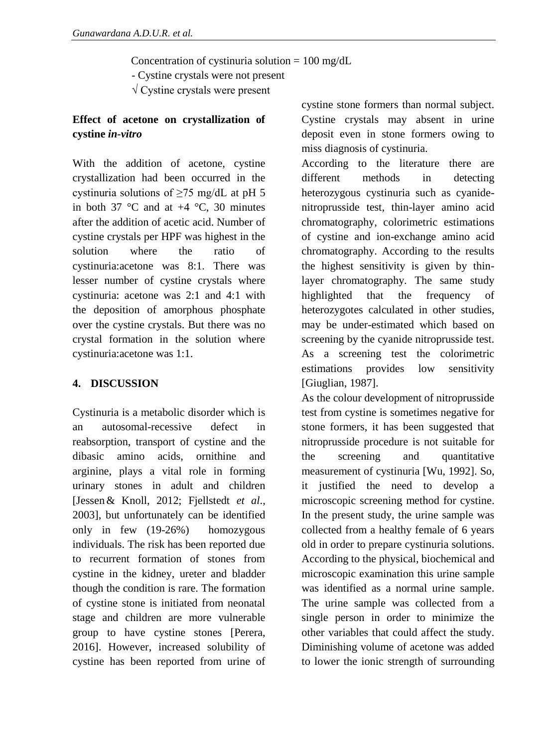Concentration of cystinuria solution = 100 mg/dL

- Cystine crystals were not present

√ Cystine crystals were present

### Effect of acetone on crystallization of cystine *in-vitro*

With the addition of acetone, cystine crystallization had been occurred in the cystinuria solutions of ≥75 mg/dL at pH 5 in both 37 °C and at +4 °C, 30 minutes after the addition of acetic acid. Number of cystine crystals per HPF was highest in the solution where the ratio of cystinuria:acetone was 8:1. There was lesser number of cystine crystals where cystinuria: acetone was 2:1 and 4:1 with the deposition of amorphous phosphate over the cystine crystals. But there was no crystal formation in the solution where cystinuria:acetone was 1:1.

## 4. DISCUSSION

Cystinuria is a metabolic disorder which is an autosomal-recessive defect in reabsorption, transport of cystine and the dibasic amino acids, ornithine and arginine, plays a vital role in forming urinary stones in adult and children [Jessen & Knoll, 2012; Fjellstedt *et al*., 2003], but unfortunately can be identified only in few (19-26%) homozygous individuals. The risk has been reported due to recurrent formation of stones from cystine in the kidney, ureter and bladder though the condition is rare. The formation of cystine stone is initiated from neonatal stage and children are more vulnerable group to have cystine stones [Perera, 2016]. However, increased solubility of cystine has been reported from urine of cystine stone formers than normal subject. Cystine crystals may absent in urine deposit even in stone formers owing to miss diagnosis of cystinuria.

According to the literature there are different methods in detecting heterozygous cystinuria such as cyanide-nitroprusside test, thin-layer amino acid chromatography, colorimetric estimations of cystine and ion-exchange amino acid chromatography. According to the results the highest sensitivity is given by thin-layer chromatography. The same study highlighted that the frequency of heterozygotes calculated in other studies, may be under-estimated which based on screening by the cyanide nitroprusside test. As a screening test the colorimetric estimations provides low sensitivity [Giuglian, 1987].

As the colour development of nitroprusside test from cystine is sometimes negative for stone formers, it has been suggested that nitroprusside procedure is not suitable for the screening and quantitative measurement of cystinuria [Wu, 1992]. So, it justified the need to develop a microscopic screening method for cystine. In the present study, the urine sample was collected from a healthy female of 6 years old in order to prepare cystinuria solutions. According to the physical, biochemical and microscopic examination this urine sample was identified as a normal urine sample. The urine sample was collected from a single person in order to minimize the other variables that could affect the study. Diminishing volume of acetone was added to lower the ionic strength of surrounding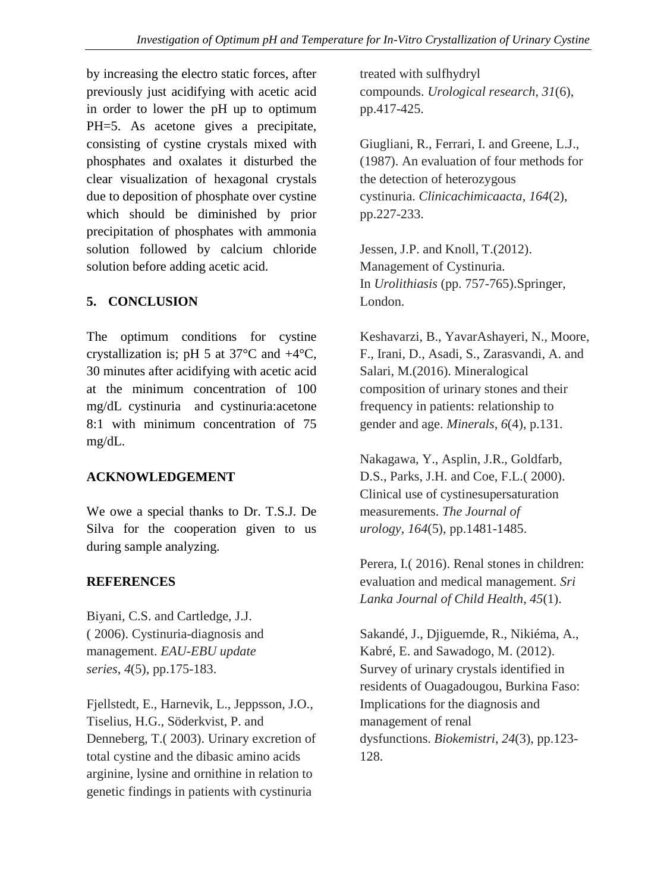by increasing the electro static forces, after previously just acidifying with acetic acid in order to lower the pH up to optimum PH=5. As acetone gives a precipitate, consisting of cystine crystals mixed with phosphates and oxalates it disturbed the clear visualization of hexagonal crystals due to deposition of phosphate over cystine which should be diminished by prior precipitation of phosphates with ammonia solution followed by calcium chloride solution before adding acetic acid.

## 5. CONCLUSION

The optimum conditions for cystine crystallization is; pH 5 at 37°C and +4°C, 30 minutes after acidifying with acetic acid at the minimum concentration of 100 mg/dL cystinuria and cystinuria:acetone 8:1 with minimum concentration of 75 mg/dL.

## ACKNOWLEDGEMENT

We owe a special thanks to Dr. T.S.J. De Silva for the cooperation given to us during sample analyzing.

## REFERENCES

Biyani, C.S. and Cartledge, J.J. ( 2006). Cystinuria-diagnosis and management. *EAU-EBU update series*, *4*(5), pp.175-183.

Fjellstedt, E., Harnevik, L., Jeppsson, J.O., Tiselius, H.G., Söderkvist, P. and Denneberg, T.( 2003). Urinary excretion of total cystine and the dibasic amino acids arginine, lysine and ornithine in relation to genetic findings in patients with cystinuria treated with sulfhydryl compounds. *Urological research*, *31*(6), pp.417-425.

Giugliani, R., Ferrari, I. and Greene, L.J., (1987). An evaluation of four methods for the detection of heterozygous cystinuria. *Clinicachimicaacta*, *164*(2), pp.227-233.

Jessen, J.P. and Knoll, T.(2012). Management of Cystinuria. In *Urolithiasis* (pp. 757-765).Springer, London.

Keshavarzi, B., YavarAshayeri, N., Moore, F., Irani, D., Asadi, S., Zarasvandi, A. and Salari, M.(2016). Mineralogical composition of urinary stones and their frequency in patients: relationship to gender and age. *Minerals*, *6*(4), p.131.

Nakagawa, Y., Asplin, J.R., Goldfarb, D.S., Parks, J.H. and Coe, F.L.( 2000). Clinical use of cystinesupersaturation measurements. *The Journal of urology*, *164*(5), pp.1481-1485.

Perera, I.( 2016). Renal stones in children: evaluation and medical management. *Sri Lanka Journal of Child Health*, *45*(1).

Sakandé, J., Djiguemde, R., Nikiéma, A., Kabré, E. and Sawadogo, M. (2012). Survey of urinary crystals identified in residents of Ouagadougou, Burkina Faso: Implications for the diagnosis and management of renal dysfunctions. *Biokemistri*, *24*(3), pp.123-128.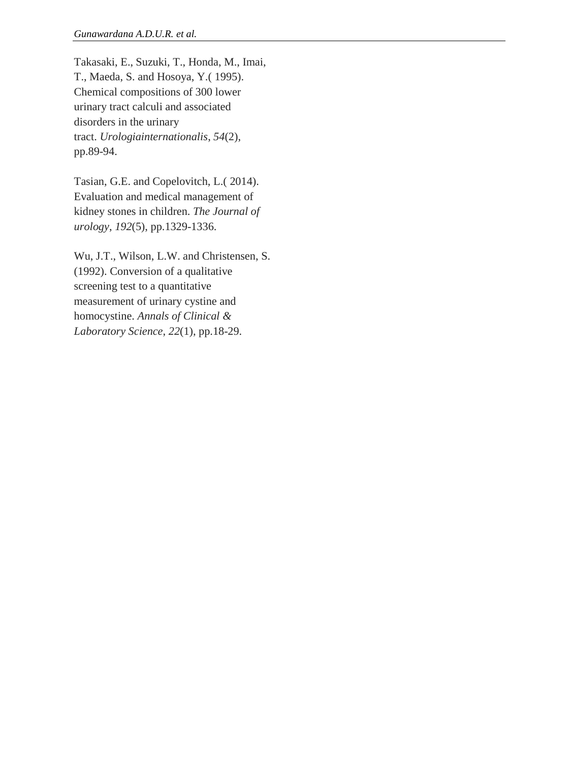Takasaki, E., Suzuki, T., Honda, M., Imai, T., Maeda, S. and Hosoya, Y.( 1995). Chemical compositions of 300 lower urinary tract calculi and associated disorders in the urinary tract. *Urologiainternationalis*, *54*(2), pp.89-94.

Tasian, G.E. and Copelovitch, L.( 2014). Evaluation and medical management of kidney stones in children. *The Journal of urology*, *192*(5), pp.1329-1336.

Wu, J.T., Wilson, L.W. and Christensen, S. (1992). Conversion of a qualitative screening test to a quantitative measurement of urinary cystine and homocystine. *Annals of Clinical & Laboratory Science*, *22*(1), pp.18-29.